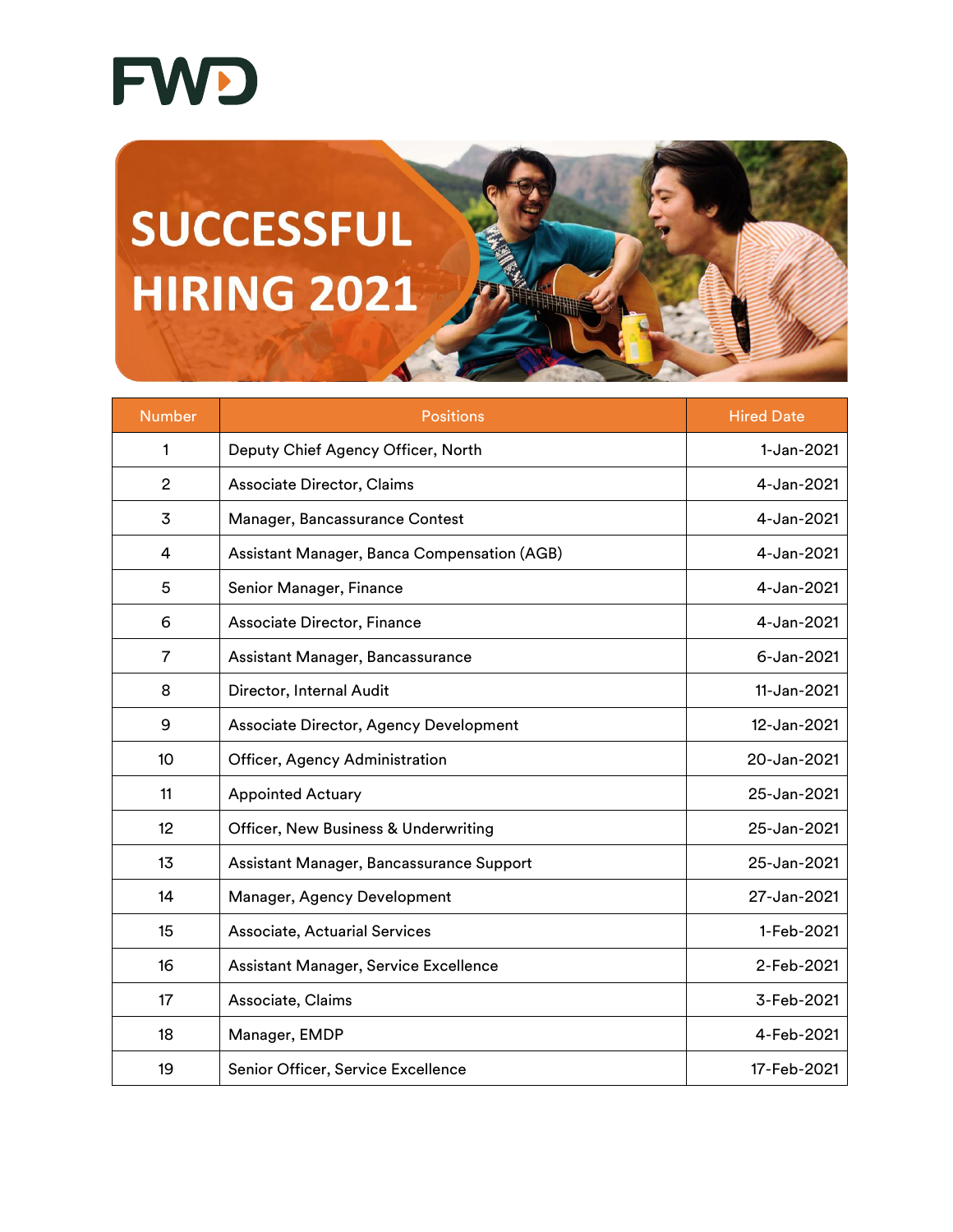FWD

# SUCCESSFUL HIRING 2021

| Number | Positions | Hired Date |
|---|---|---|
| 1 | Deputy Chief Agency Officer, North | 1-Jan-2021 |
| 2 | Associate Director, Claims | 4-Jan-2021 |
| 3 | Manager, Bancassurance Contest | 4-Jan-2021 |
| 4 | Assistant Manager, Banca Compensation (AGB) | 4-Jan-2021 |
| 5 | Senior Manager, Finance | 4-Jan-2021 |
| 6 | Associate Director, Finance | 4-Jan-2021 |
| 7 | Assistant Manager, Bancassurance | 6-Jan-2021 |
| 8 | Director, Internal Audit | 11-Jan-2021 |
| 9 | Associate Director, Agency Development | 12-Jan-2021 |
| 10 | Officer, Agency Administration | 20-Jan-2021 |
| 11 | Appointed Actuary | 25-Jan-2021 |
| 12 | Officer, New Business & Underwriting | 25-Jan-2021 |
| 13 | Assistant Manager, Bancassurance Support | 25-Jan-2021 |
| 14 | Manager, Agency Development | 27-Jan-2021 |
| 15 | Associate, Actuarial Services | 1-Feb-2021 |
| 16 | Assistant Manager, Service Excellence | 2-Feb-2021 |
| 17 | Associate, Claims | 3-Feb-2021 |
| 18 | Manager, EMDP | 4-Feb-2021 |
| 19 | Senior Officer, Service Excellence | 17-Feb-2021 |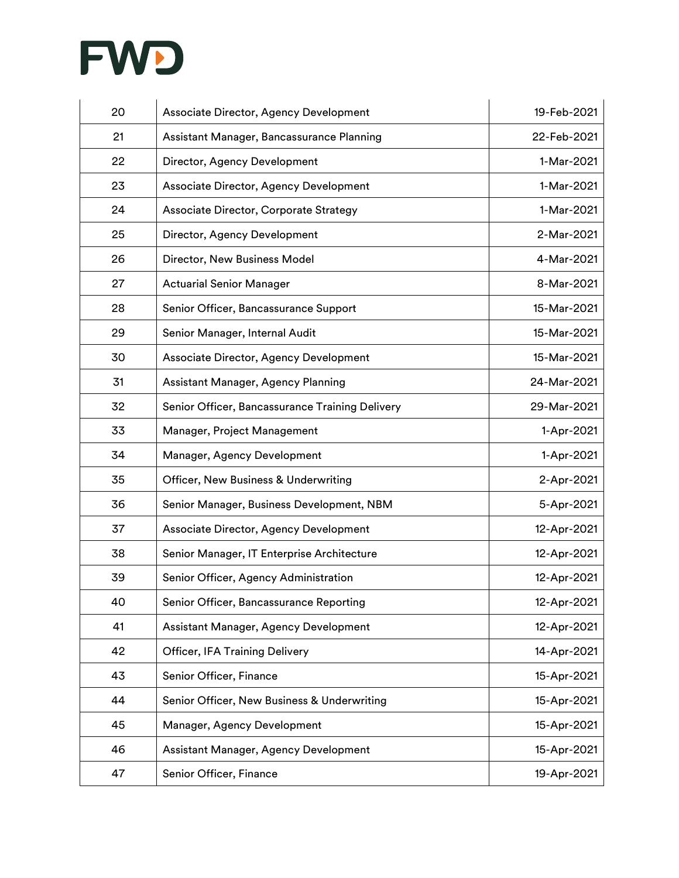| 20 | Associate Director, Agency Development | 19-Feb-2021 |
|---|---|---|
| 21 | Assistant Manager, Bancassurance Planning | 22-Feb-2021 |
| 22 | Director, Agency Development | 1-Mar-2021 |
| 23 | Associate Director, Agency Development | 1-Mar-2021 |
| 24 | Associate Director, Corporate Strategy | 1-Mar-2021 |
| 25 | Director, Agency Development | 2-Mar-2021 |
| 26 | Director, New Business Model | 4-Mar-2021 |
| 27 | Actuarial Senior Manager | 8-Mar-2021 |
| 28 | Senior Officer, Bancassurance Support | 15-Mar-2021 |
| 29 | Senior Manager, Internal Audit | 15-Mar-2021 |
| 30 | Associate Director, Agency Development | 15-Mar-2021 |
| 31 | Assistant Manager, Agency Planning | 24-Mar-2021 |
| 32 | Senior Officer, Bancassurance Training Delivery | 29-Mar-2021 |
| 33 | Manager, Project Management | 1-Apr-2021 |
| 34 | Manager, Agency Development | 1-Apr-2021 |
| 35 | Officer, New Business & Underwriting | 2-Apr-2021 |
| 36 | Senior Manager, Business Development, NBM | 5-Apr-2021 |
| 37 | Associate Director, Agency Development | 12-Apr-2021 |
| 38 | Senior Manager, IT Enterprise Architecture | 12-Apr-2021 |
| 39 | Senior Officer, Agency Administration | 12-Apr-2021 |
| 40 | Senior Officer, Bancassurance Reporting | 12-Apr-2021 |
| 41 | Assistant Manager, Agency Development | 12-Apr-2021 |
| 42 | Officer, IFA Training Delivery | 14-Apr-2021 |
| 43 | Senior Officer, Finance | 15-Apr-2021 |
| 44 | Senior Officer, New Business & Underwriting | 15-Apr-2021 |
| 45 | Manager, Agency Development | 15-Apr-2021 |
| 46 | Assistant Manager, Agency Development | 15-Apr-2021 |
| 47 | Senior Officer, Finance | 19-Apr-2021 |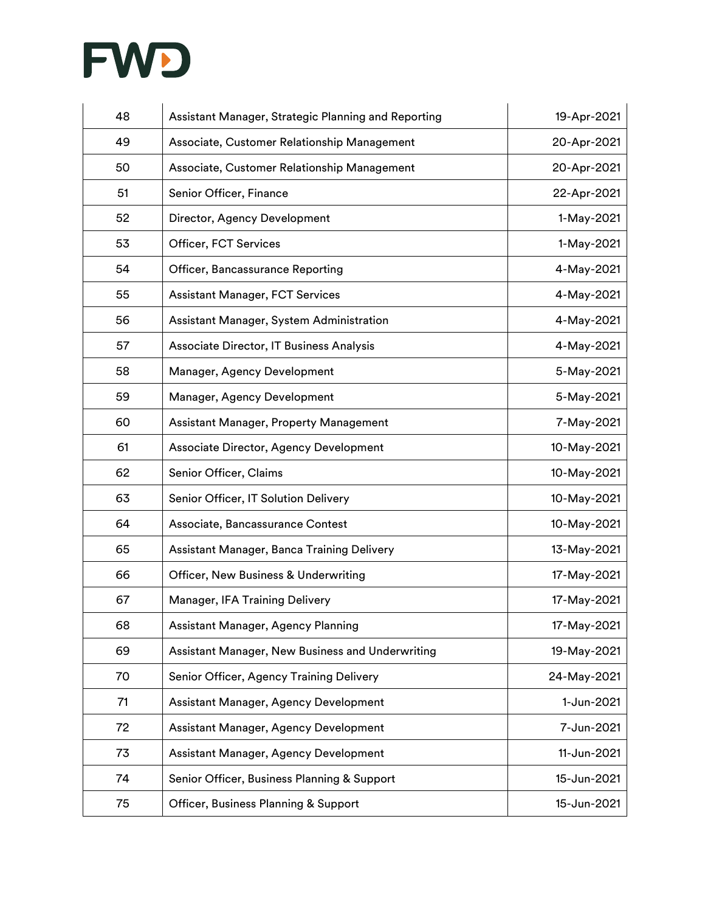| 48 | Assistant Manager, Strategic Planning and Reporting | 19-Apr-2021 |
|---|---|---|
| 49 | Associate, Customer Relationship Management | 20-Apr-2021 |
| 50 | Associate, Customer Relationship Management | 20-Apr-2021 |
| 51 | Senior Officer, Finance | 22-Apr-2021 |
| 52 | Director, Agency Development | 1-May-2021 |
| 53 | Officer, FCT Services | 1-May-2021 |
| 54 | Officer, Bancassurance Reporting | 4-May-2021 |
| 55 | Assistant Manager, FCT Services | 4-May-2021 |
| 56 | Assistant Manager, System Administration | 4-May-2021 |
| 57 | Associate Director, IT Business Analysis | 4-May-2021 |
| 58 | Manager, Agency Development | 5-May-2021 |
| 59 | Manager, Agency Development | 5-May-2021 |
| 60 | Assistant Manager, Property Management | 7-May-2021 |
| 61 | Associate Director, Agency Development | 10-May-2021 |
| 62 | Senior Officer, Claims | 10-May-2021 |
| 63 | Senior Officer, IT Solution Delivery | 10-May-2021 |
| 64 | Associate, Bancassurance Contest | 10-May-2021 |
| 65 | Assistant Manager, Banca Training Delivery | 13-May-2021 |
| 66 | Officer, New Business & Underwriting | 17-May-2021 |
| 67 | Manager, IFA Training Delivery | 17-May-2021 |
| 68 | Assistant Manager, Agency Planning | 17-May-2021 |
| 69 | Assistant Manager, New Business and Underwriting | 19-May-2021 |
| 70 | Senior Officer, Agency Training Delivery | 24-May-2021 |
| 71 | Assistant Manager, Agency Development | 1-Jun-2021 |
| 72 | Assistant Manager, Agency Development | 7-Jun-2021 |
| 73 | Assistant Manager, Agency Development | 11-Jun-2021 |
| 74 | Senior Officer, Business Planning & Support | 15-Jun-2021 |
| 75 | Officer, Business Planning & Support | 15-Jun-2021 |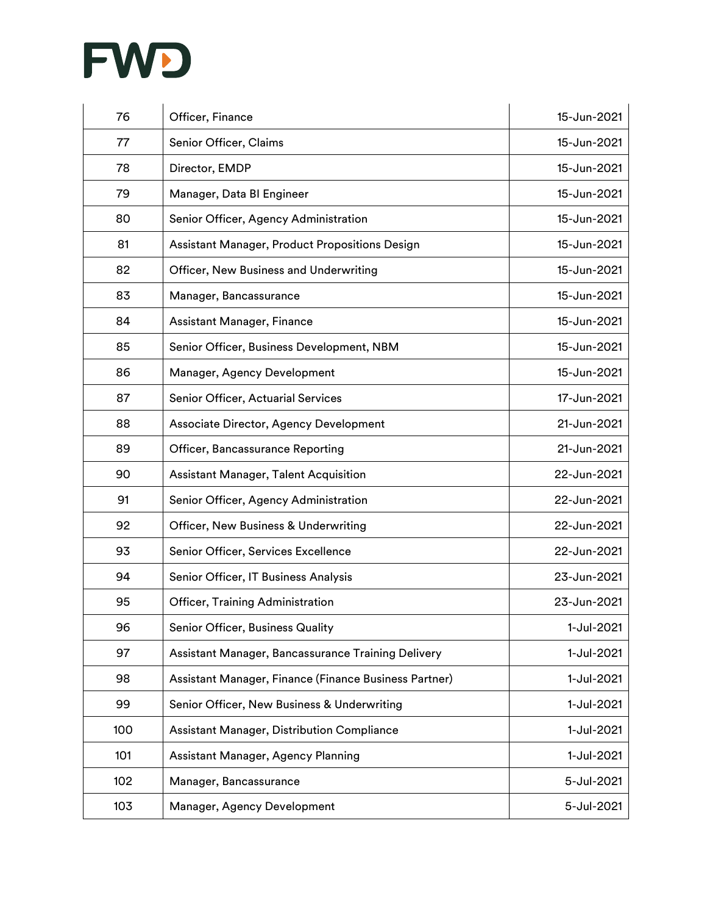| 76 | Officer, Finance | 15-Jun-2021 |
|---|---|---|
| 77 | Senior Officer, Claims | 15-Jun-2021 |
| 78 | Director, EMDP | 15-Jun-2021 |
| 79 | Manager, Data BI Engineer | 15-Jun-2021 |
| 80 | Senior Officer, Agency Administration | 15-Jun-2021 |
| 81 | Assistant Manager, Product Propositions Design | 15-Jun-2021 |
| 82 | Officer, New Business and Underwriting | 15-Jun-2021 |
| 83 | Manager, Bancassurance | 15-Jun-2021 |
| 84 | Assistant Manager, Finance | 15-Jun-2021 |
| 85 | Senior Officer, Business Development, NBM | 15-Jun-2021 |
| 86 | Manager, Agency Development | 15-Jun-2021 |
| 87 | Senior Officer, Actuarial Services | 17-Jun-2021 |
| 88 | Associate Director, Agency Development | 21-Jun-2021 |
| 89 | Officer, Bancassurance Reporting | 21-Jun-2021 |
| 90 | Assistant Manager, Talent Acquisition | 22-Jun-2021 |
| 91 | Senior Officer, Agency Administration | 22-Jun-2021 |
| 92 | Officer, New Business & Underwriting | 22-Jun-2021 |
| 93 | Senior Officer, Services Excellence | 22-Jun-2021 |
| 94 | Senior Officer, IT Business Analysis | 23-Jun-2021 |
| 95 | Officer, Training Administration | 23-Jun-2021 |
| 96 | Senior Officer, Business Quality | 1-Jul-2021 |
| 97 | Assistant Manager, Bancassurance Training Delivery | 1-Jul-2021 |
| 98 | Assistant Manager, Finance (Finance Business Partner) | 1-Jul-2021 |
| 99 | Senior Officer, New Business & Underwriting | 1-Jul-2021 |
| 100 | Assistant Manager, Distribution Compliance | 1-Jul-2021 |
| 101 | Assistant Manager, Agency Planning | 1-Jul-2021 |
| 102 | Manager, Bancassurance | 5-Jul-2021 |
| 103 | Manager, Agency Development | 5-Jul-2021 |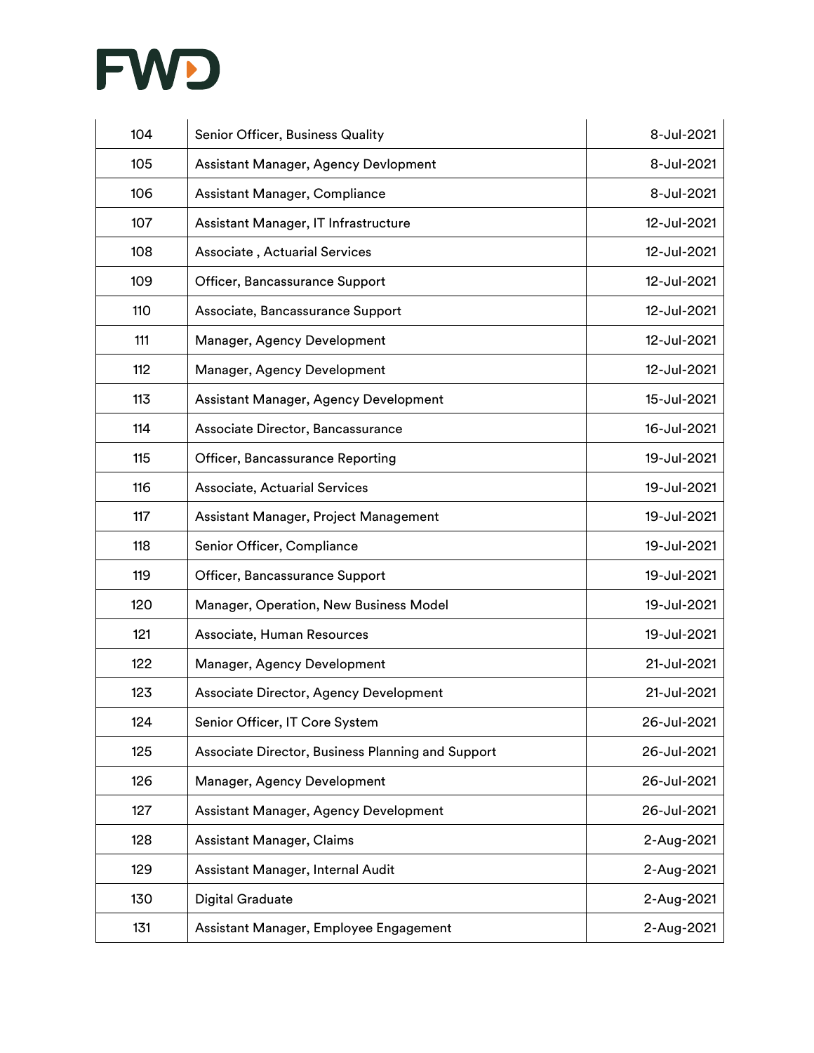| | | |
|---|---|---|
| 104 | Senior Officer, Business Quality | 8-Jul-2021 |
| 105 | Assistant Manager, Agency Devlopment | 8-Jul-2021 |
| 106 | Assistant Manager, Compliance | 8-Jul-2021 |
| 107 | Assistant Manager, IT Infrastructure | 12-Jul-2021 |
| 108 | Associate , Actuarial Services | 12-Jul-2021 |
| 109 | Officer, Bancassurance Support | 12-Jul-2021 |
| 110 | Associate, Bancassurance Support | 12-Jul-2021 |
| 111 | Manager, Agency Development | 12-Jul-2021 |
| 112 | Manager, Agency Development | 12-Jul-2021 |
| 113 | Assistant Manager, Agency Development | 15-Jul-2021 |
| 114 | Associate Director, Bancassurance | 16-Jul-2021 |
| 115 | Officer, Bancassurance Reporting | 19-Jul-2021 |
| 116 | Associate, Actuarial Services | 19-Jul-2021 |
| 117 | Assistant Manager, Project Management | 19-Jul-2021 |
| 118 | Senior Officer, Compliance | 19-Jul-2021 |
| 119 | Officer, Bancassurance Support | 19-Jul-2021 |
| 120 | Manager, Operation, New Business Model | 19-Jul-2021 |
| 121 | Associate, Human Resources | 19-Jul-2021 |
| 122 | Manager, Agency Development | 21-Jul-2021 |
| 123 | Associate Director, Agency Development | 21-Jul-2021 |
| 124 | Senior Officer, IT Core System | 26-Jul-2021 |
| 125 | Associate Director, Business Planning and Support | 26-Jul-2021 |
| 126 | Manager, Agency Development | 26-Jul-2021 |
| 127 | Assistant Manager, Agency Development | 26-Jul-2021 |
| 128 | Assistant Manager, Claims | 2-Aug-2021 |
| 129 | Assistant Manager, Internal Audit | 2-Aug-2021 |
| 130 | Digital Graduate | 2-Aug-2021 |
| 131 | Assistant Manager, Employee Engagement | 2-Aug-2021 |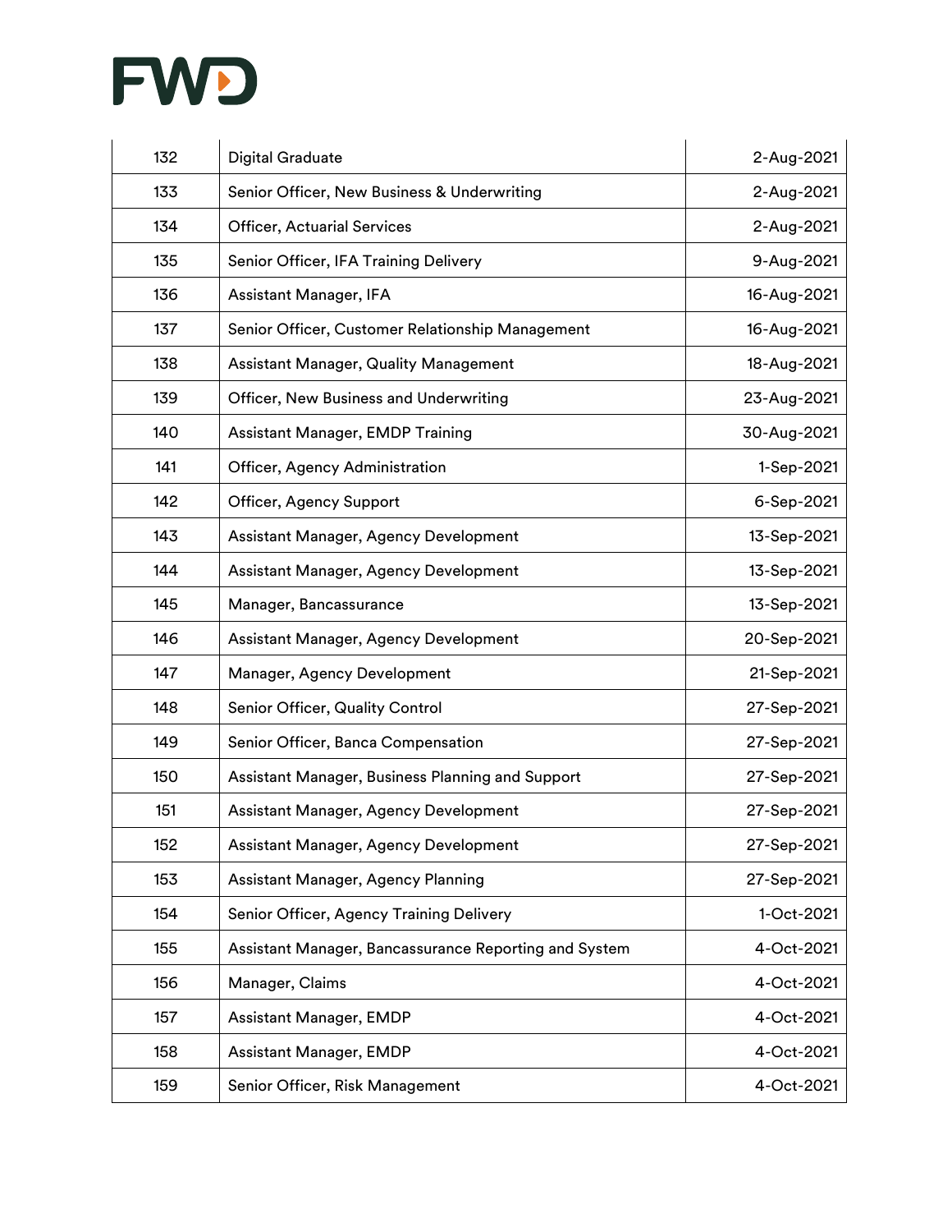| | | |
|---|---|---|
| 132 | Digital Graduate | 2-Aug-2021 |
| 133 | Senior Officer, New Business & Underwriting | 2-Aug-2021 |
| 134 | Officer, Actuarial Services | 2-Aug-2021 |
| 135 | Senior Officer, IFA Training Delivery | 9-Aug-2021 |
| 136 | Assistant Manager, IFA | 16-Aug-2021 |
| 137 | Senior Officer, Customer Relationship Management | 16-Aug-2021 |
| 138 | Assistant Manager, Quality Management | 18-Aug-2021 |
| 139 | Officer, New Business and Underwriting | 23-Aug-2021 |
| 140 | Assistant Manager, EMDP Training | 30-Aug-2021 |
| 141 | Officer, Agency Administration | 1-Sep-2021 |
| 142 | Officer, Agency Support | 6-Sep-2021 |
| 143 | Assistant Manager, Agency Development | 13-Sep-2021 |
| 144 | Assistant Manager, Agency Development | 13-Sep-2021 |
| 145 | Manager, Bancassurance | 13-Sep-2021 |
| 146 | Assistant Manager, Agency Development | 20-Sep-2021 |
| 147 | Manager, Agency Development | 21-Sep-2021 |
| 148 | Senior Officer, Quality Control | 27-Sep-2021 |
| 149 | Senior Officer, Banca Compensation | 27-Sep-2021 |
| 150 | Assistant Manager, Business Planning and Support | 27-Sep-2021 |
| 151 | Assistant Manager, Agency Development | 27-Sep-2021 |
| 152 | Assistant Manager, Agency Development | 27-Sep-2021 |
| 153 | Assistant Manager, Agency Planning | 27-Sep-2021 |
| 154 | Senior Officer, Agency Training Delivery | 1-Oct-2021 |
| 155 | Assistant Manager, Bancassurance Reporting and System | 4-Oct-2021 |
| 156 | Manager, Claims | 4-Oct-2021 |
| 157 | Assistant Manager, EMDP | 4-Oct-2021 |
| 158 | Assistant Manager, EMDP | 4-Oct-2021 |
| 159 | Senior Officer, Risk Management | 4-Oct-2021 |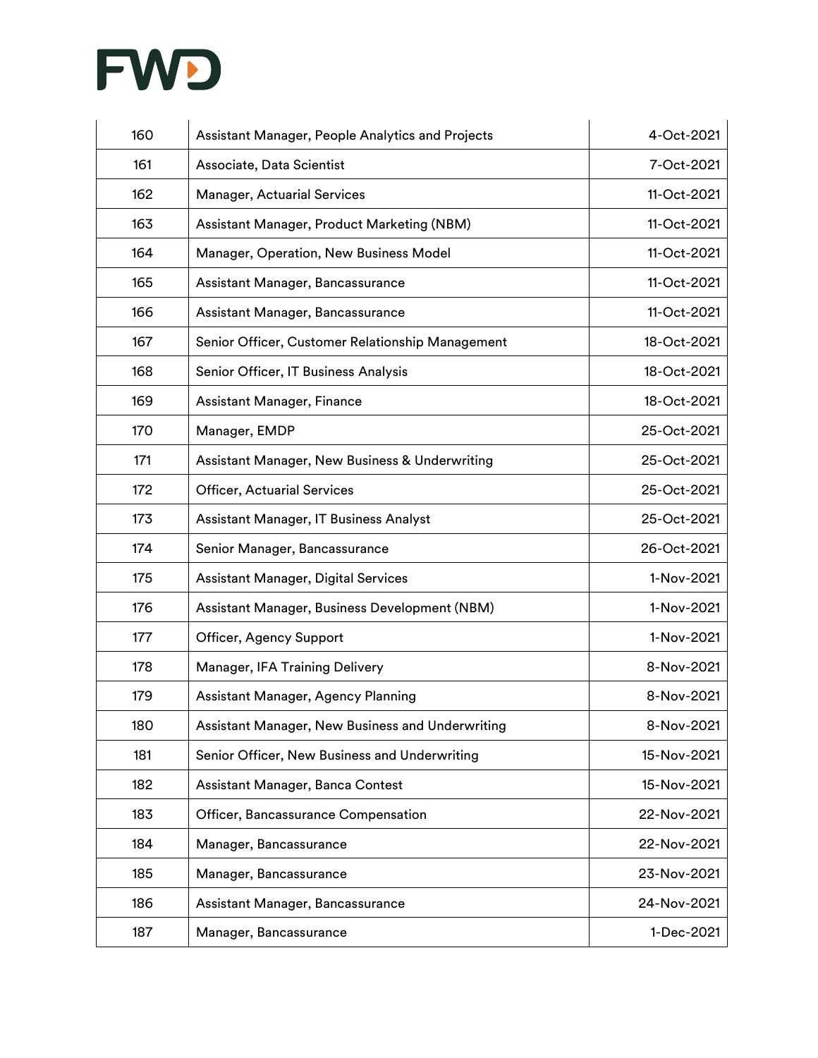| 160 | Assistant Manager, People Analytics and Projects | 4-Oct-2021 |
|---|---|---|
| 161 | Associate, Data Scientist | 7-Oct-2021 |
| 162 | Manager, Actuarial Services | 11-Oct-2021 |
| 163 | Assistant Manager, Product Marketing (NBM) | 11-Oct-2021 |
| 164 | Manager, Operation, New Business Model | 11-Oct-2021 |
| 165 | Assistant Manager, Bancassurance | 11-Oct-2021 |
| 166 | Assistant Manager, Bancassurance | 11-Oct-2021 |
| 167 | Senior Officer, Customer Relationship Management | 18-Oct-2021 |
| 168 | Senior Officer, IT Business Analysis | 18-Oct-2021 |
| 169 | Assistant Manager, Finance | 18-Oct-2021 |
| 170 | Manager, EMDP | 25-Oct-2021 |
| 171 | Assistant Manager, New Business & Underwriting | 25-Oct-2021 |
| 172 | Officer, Actuarial Services | 25-Oct-2021 |
| 173 | Assistant Manager, IT Business Analyst | 25-Oct-2021 |
| 174 | Senior Manager, Bancassurance | 26-Oct-2021 |
| 175 | Assistant Manager, Digital Services | 1-Nov-2021 |
| 176 | Assistant Manager, Business Development (NBM) | 1-Nov-2021 |
| 177 | Officer, Agency Support | 1-Nov-2021 |
| 178 | Manager, IFA Training Delivery | 8-Nov-2021 |
| 179 | Assistant Manager, Agency Planning | 8-Nov-2021 |
| 180 | Assistant Manager, New Business and Underwriting | 8-Nov-2021 |
| 181 | Senior Officer, New Business and Underwriting | 15-Nov-2021 |
| 182 | Assistant Manager, Banca Contest | 15-Nov-2021 |
| 183 | Officer, Bancassurance Compensation | 22-Nov-2021 |
| 184 | Manager, Bancassurance | 22-Nov-2021 |
| 185 | Manager, Bancassurance | 23-Nov-2021 |
| 186 | Assistant Manager, Bancassurance | 24-Nov-2021 |
| 187 | Manager, Bancassurance | 1-Dec-2021 |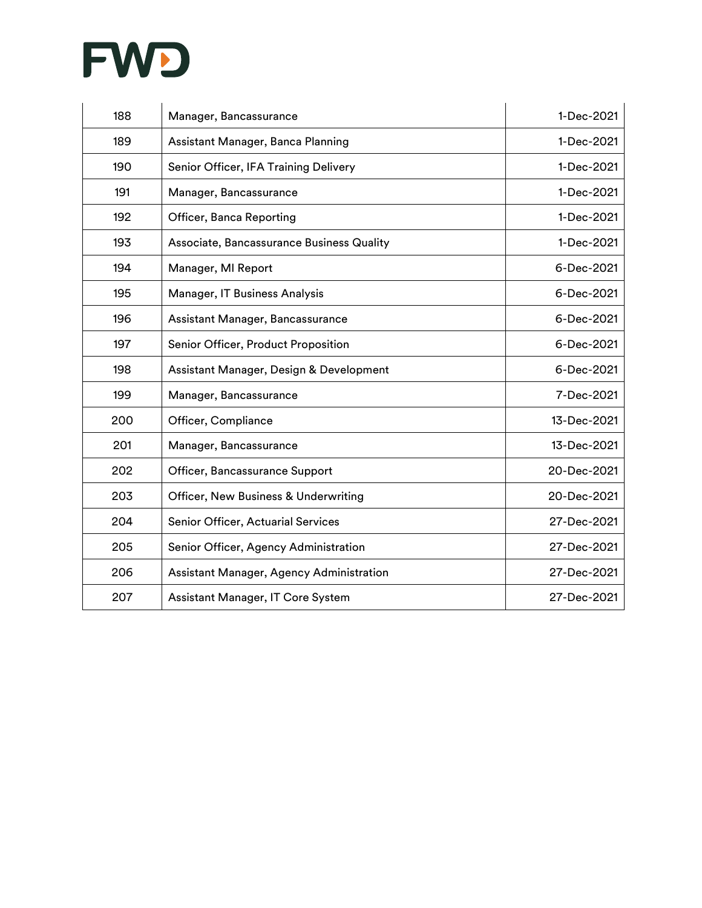| 188 | Manager, Bancassurance | 1-Dec-2021 |
|---|---|---|
| 189 | Assistant Manager, Banca Planning | 1-Dec-2021 |
| 190 | Senior Officer, IFA Training Delivery | 1-Dec-2021 |
| 191 | Manager, Bancassurance | 1-Dec-2021 |
| 192 | Officer, Banca Reporting | 1-Dec-2021 |
| 193 | Associate, Bancassurance Business Quality | 1-Dec-2021 |
| 194 | Manager, MI Report | 6-Dec-2021 |
| 195 | Manager, IT Business Analysis | 6-Dec-2021 |
| 196 | Assistant Manager, Bancassurance | 6-Dec-2021 |
| 197 | Senior Officer, Product Proposition | 6-Dec-2021 |
| 198 | Assistant Manager, Design & Development | 6-Dec-2021 |
| 199 | Manager, Bancassurance | 7-Dec-2021 |
| 200 | Officer, Compliance | 13-Dec-2021 |
| 201 | Manager, Bancassurance | 13-Dec-2021 |
| 202 | Officer, Bancassurance Support | 20-Dec-2021 |
| 203 | Officer, New Business & Underwriting | 20-Dec-2021 |
| 204 | Senior Officer, Actuarial Services | 27-Dec-2021 |
| 205 | Senior Officer, Agency Administration | 27-Dec-2021 |
| 206 | Assistant Manager, Agency Administration | 27-Dec-2021 |
| 207 | Assistant Manager, IT Core System | 27-Dec-2021 |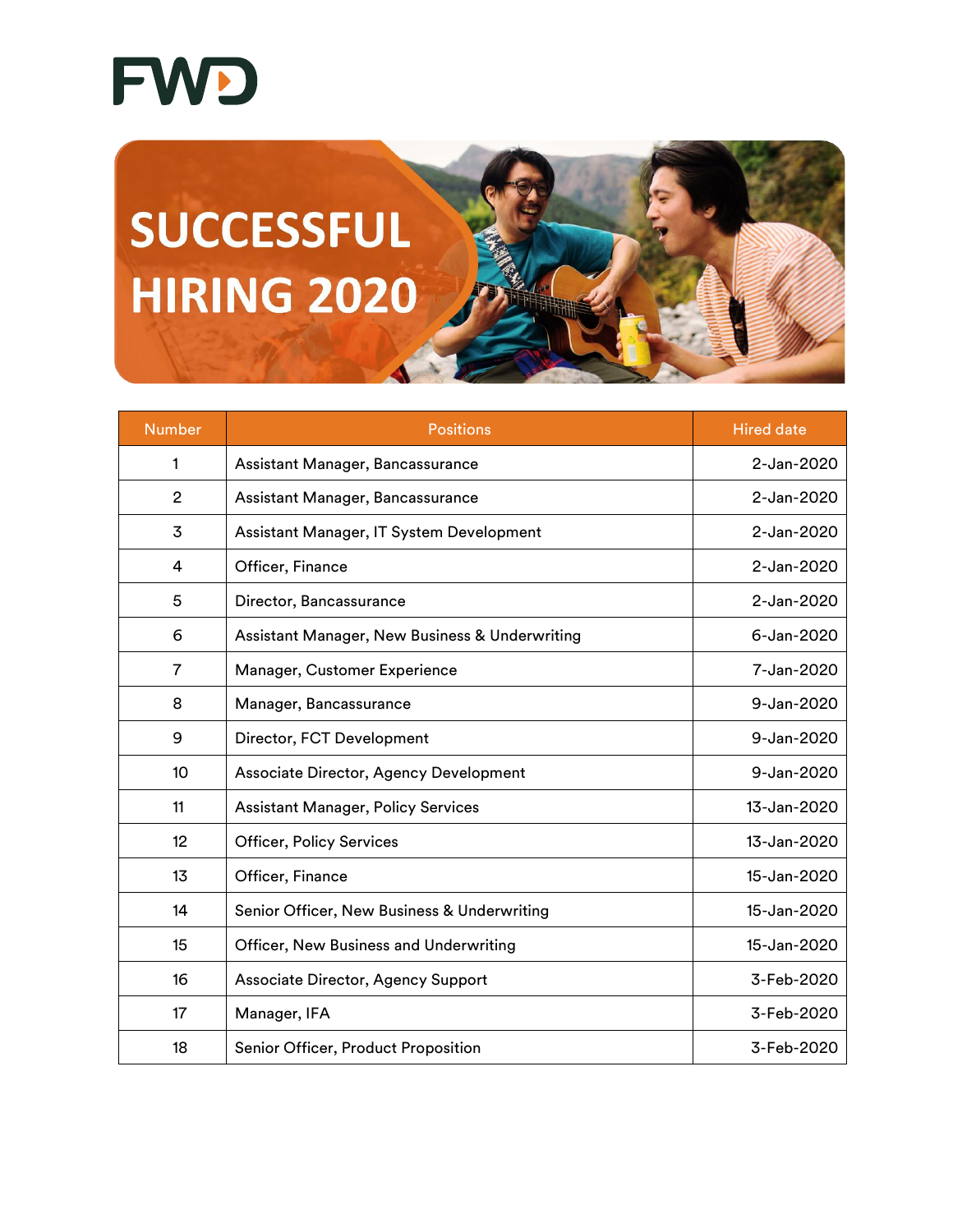FWD

# SUCCESSFUL HIRING 2020

| Number | Positions | Hired date |
| --- | --- | --- |
| 1 | Assistant Manager, Bancassurance | 2-Jan-2020 |
| 2 | Assistant Manager, Bancassurance | 2-Jan-2020 |
| 3 | Assistant Manager, IT System Development | 2-Jan-2020 |
| 4 | Officer, Finance | 2-Jan-2020 |
| 5 | Director, Bancassurance | 2-Jan-2020 |
| 6 | Assistant Manager, New Business & Underwriting | 6-Jan-2020 |
| 7 | Manager, Customer Experience | 7-Jan-2020 |
| 8 | Manager, Bancassurance | 9-Jan-2020 |
| 9 | Director, FCT Development | 9-Jan-2020 |
| 10 | Associate Director, Agency Development | 9-Jan-2020 |
| 11 | Assistant Manager, Policy Services | 13-Jan-2020 |
| 12 | Officer, Policy Services | 13-Jan-2020 |
| 13 | Officer, Finance | 15-Jan-2020 |
| 14 | Senior Officer, New Business & Underwriting | 15-Jan-2020 |
| 15 | Officer, New Business and Underwriting | 15-Jan-2020 |
| 16 | Associate Director, Agency Support | 3-Feb-2020 |
| 17 | Manager, IFA | 3-Feb-2020 |
| 18 | Senior Officer, Product Proposition | 3-Feb-2020 |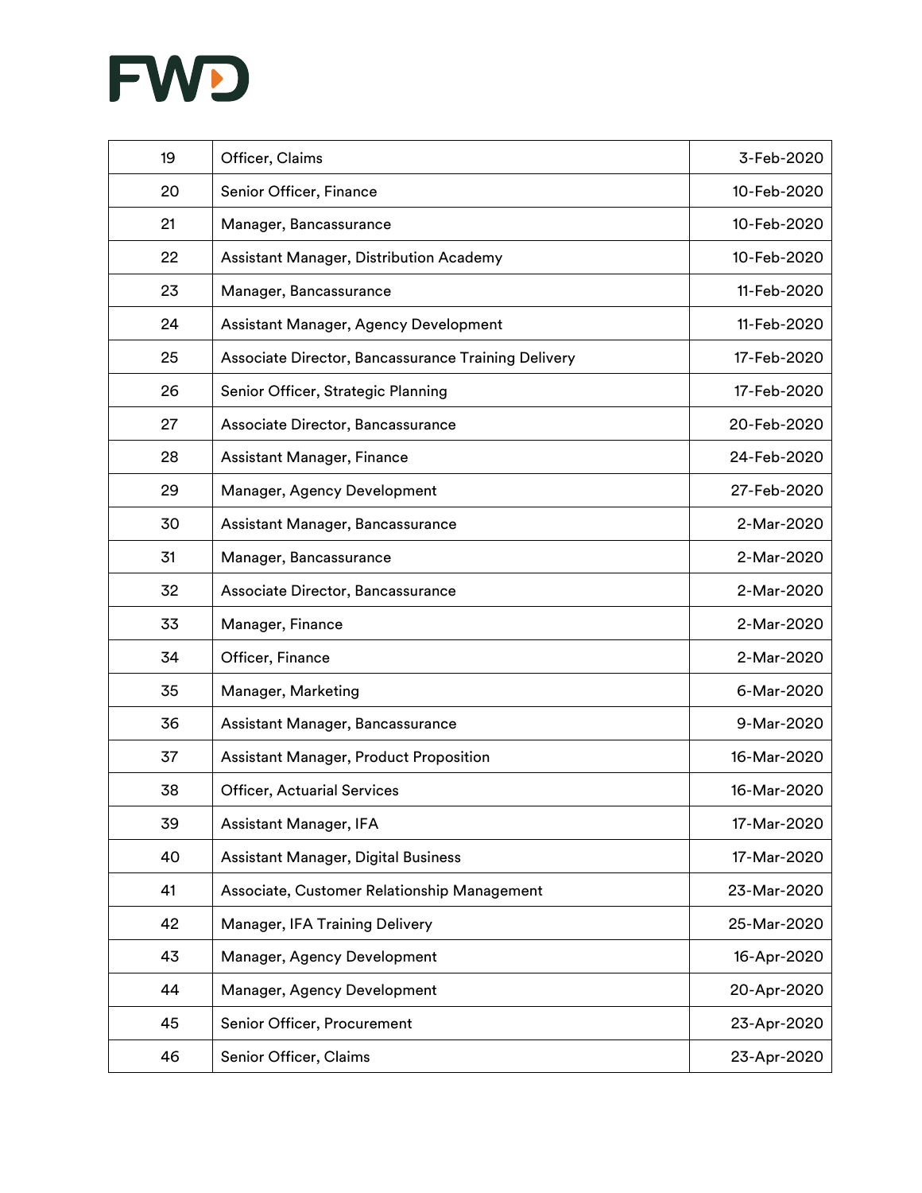| | | |
|---|---|---|
| 19 | Officer, Claims | 3-Feb-2020 |
| 20 | Senior Officer, Finance | 10-Feb-2020 |
| 21 | Manager, Bancassurance | 10-Feb-2020 |
| 22 | Assistant Manager, Distribution Academy | 10-Feb-2020 |
| 23 | Manager, Bancassurance | 11-Feb-2020 |
| 24 | Assistant Manager, Agency Development | 11-Feb-2020 |
| 25 | Associate Director, Bancassurance Training Delivery | 17-Feb-2020 |
| 26 | Senior Officer, Strategic Planning | 17-Feb-2020 |
| 27 | Associate Director, Bancassurance | 20-Feb-2020 |
| 28 | Assistant Manager, Finance | 24-Feb-2020 |
| 29 | Manager, Agency Development | 27-Feb-2020 |
| 30 | Assistant Manager, Bancassurance | 2-Mar-2020 |
| 31 | Manager, Bancassurance | 2-Mar-2020 |
| 32 | Associate Director, Bancassurance | 2-Mar-2020 |
| 33 | Manager, Finance | 2-Mar-2020 |
| 34 | Officer, Finance | 2-Mar-2020 |
| 35 | Manager, Marketing | 6-Mar-2020 |
| 36 | Assistant Manager, Bancassurance | 9-Mar-2020 |
| 37 | Assistant Manager, Product Proposition | 16-Mar-2020 |
| 38 | Officer, Actuarial Services | 16-Mar-2020 |
| 39 | Assistant Manager, IFA | 17-Mar-2020 |
| 40 | Assistant Manager, Digital Business | 17-Mar-2020 |
| 41 | Associate, Customer Relationship Management | 23-Mar-2020 |
| 42 | Manager, IFA Training Delivery | 25-Mar-2020 |
| 43 | Manager, Agency Development | 16-Apr-2020 |
| 44 | Manager, Agency Development | 20-Apr-2020 |
| 45 | Senior Officer, Procurement | 23-Apr-2020 |
| 46 | Senior Officer, Claims | 23-Apr-2020 |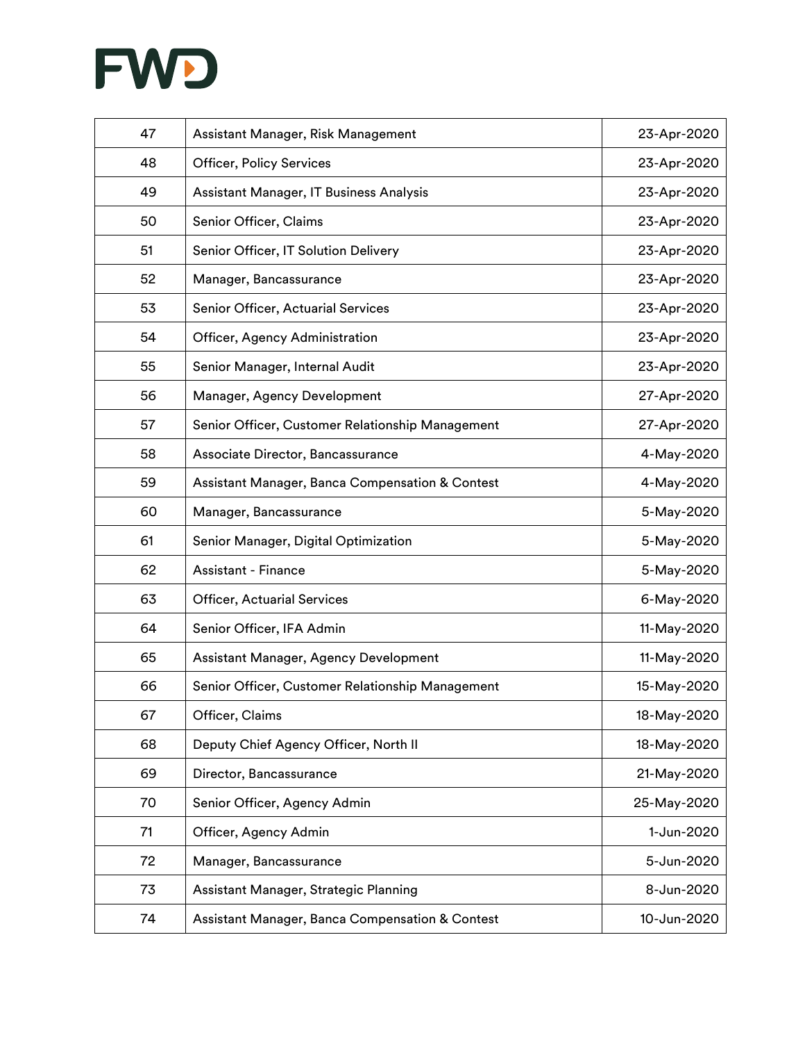| 47 | Assistant Manager, Risk Management | 23-Apr-2020 |
|---|---|---|
| 48 | Officer, Policy Services | 23-Apr-2020 |
| 49 | Assistant Manager, IT Business Analysis | 23-Apr-2020 |
| 50 | Senior Officer, Claims | 23-Apr-2020 |
| 51 | Senior Officer, IT Solution Delivery | 23-Apr-2020 |
| 52 | Manager, Bancassurance | 23-Apr-2020 |
| 53 | Senior Officer, Actuarial Services | 23-Apr-2020 |
| 54 | Officer, Agency Administration | 23-Apr-2020 |
| 55 | Senior Manager, Internal Audit | 23-Apr-2020 |
| 56 | Manager, Agency Development | 27-Apr-2020 |
| 57 | Senior Officer, Customer Relationship Management | 27-Apr-2020 |
| 58 | Associate Director, Bancassurance | 4-May-2020 |
| 59 | Assistant Manager, Banca Compensation & Contest | 4-May-2020 |
| 60 | Manager, Bancassurance | 5-May-2020 |
| 61 | Senior Manager, Digital Optimization | 5-May-2020 |
| 62 | Assistant - Finance | 5-May-2020 |
| 63 | Officer, Actuarial Services | 6-May-2020 |
| 64 | Senior Officer, IFA Admin | 11-May-2020 |
| 65 | Assistant Manager, Agency Development | 11-May-2020 |
| 66 | Senior Officer, Customer Relationship Management | 15-May-2020 |
| 67 | Officer, Claims | 18-May-2020 |
| 68 | Deputy Chief Agency Officer, North II | 18-May-2020 |
| 69 | Director, Bancassurance | 21-May-2020 |
| 70 | Senior Officer, Agency Admin | 25-May-2020 |
| 71 | Officer, Agency Admin | 1-Jun-2020 |
| 72 | Manager, Bancassurance | 5-Jun-2020 |
| 73 | Assistant Manager, Strategic Planning | 8-Jun-2020 |
| 74 | Assistant Manager, Banca Compensation & Contest | 10-Jun-2020 |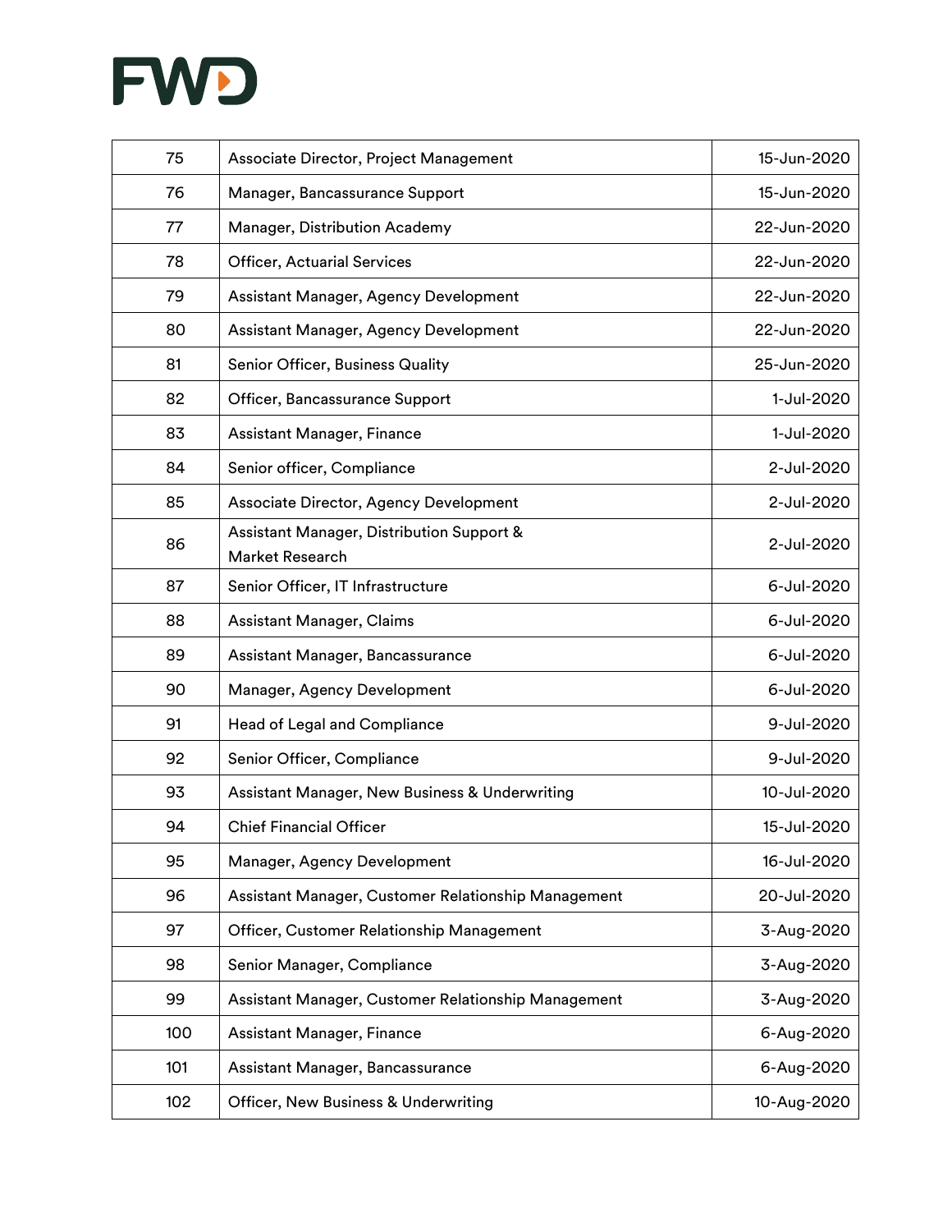| 75 | Associate Director, Project Management | 15-Jun-2020 |
|---|---|---|
| 76 | Manager, Bancassurance Support | 15-Jun-2020 |
| 77 | Manager, Distribution Academy | 22-Jun-2020 |
| 78 | Officer, Actuarial Services | 22-Jun-2020 |
| 79 | Assistant Manager, Agency Development | 22-Jun-2020 |
| 80 | Assistant Manager, Agency Development | 22-Jun-2020 |
| 81 | Senior Officer, Business Quality | 25-Jun-2020 |
| 82 | Officer, Bancassurance Support | 1-Jul-2020 |
| 83 | Assistant Manager, Finance | 1-Jul-2020 |
| 84 | Senior officer, Compliance | 2-Jul-2020 |
| 85 | Associate Director, Agency Development | 2-Jul-2020 |
| 86 | Assistant Manager, Distribution Support & Market Research | 2-Jul-2020 |
| 87 | Senior Officer, IT Infrastructure | 6-Jul-2020 |
| 88 | Assistant Manager, Claims | 6-Jul-2020 |
| 89 | Assistant Manager, Bancassurance | 6-Jul-2020 |
| 90 | Manager, Agency Development | 6-Jul-2020 |
| 91 | Head of Legal and Compliance | 9-Jul-2020 |
| 92 | Senior Officer, Compliance | 9-Jul-2020 |
| 93 | Assistant Manager, New Business & Underwriting | 10-Jul-2020 |
| 94 | Chief Financial Officer | 15-Jul-2020 |
| 95 | Manager, Agency Development | 16-Jul-2020 |
| 96 | Assistant Manager, Customer Relationship Management | 20-Jul-2020 |
| 97 | Officer, Customer Relationship Management | 3-Aug-2020 |
| 98 | Senior Manager, Compliance | 3-Aug-2020 |
| 99 | Assistant Manager, Customer Relationship Management | 3-Aug-2020 |
| 100 | Assistant Manager, Finance | 6-Aug-2020 |
| 101 | Assistant Manager, Bancassurance | 6-Aug-2020 |
| 102 | Officer, New Business & Underwriting | 10-Aug-2020 |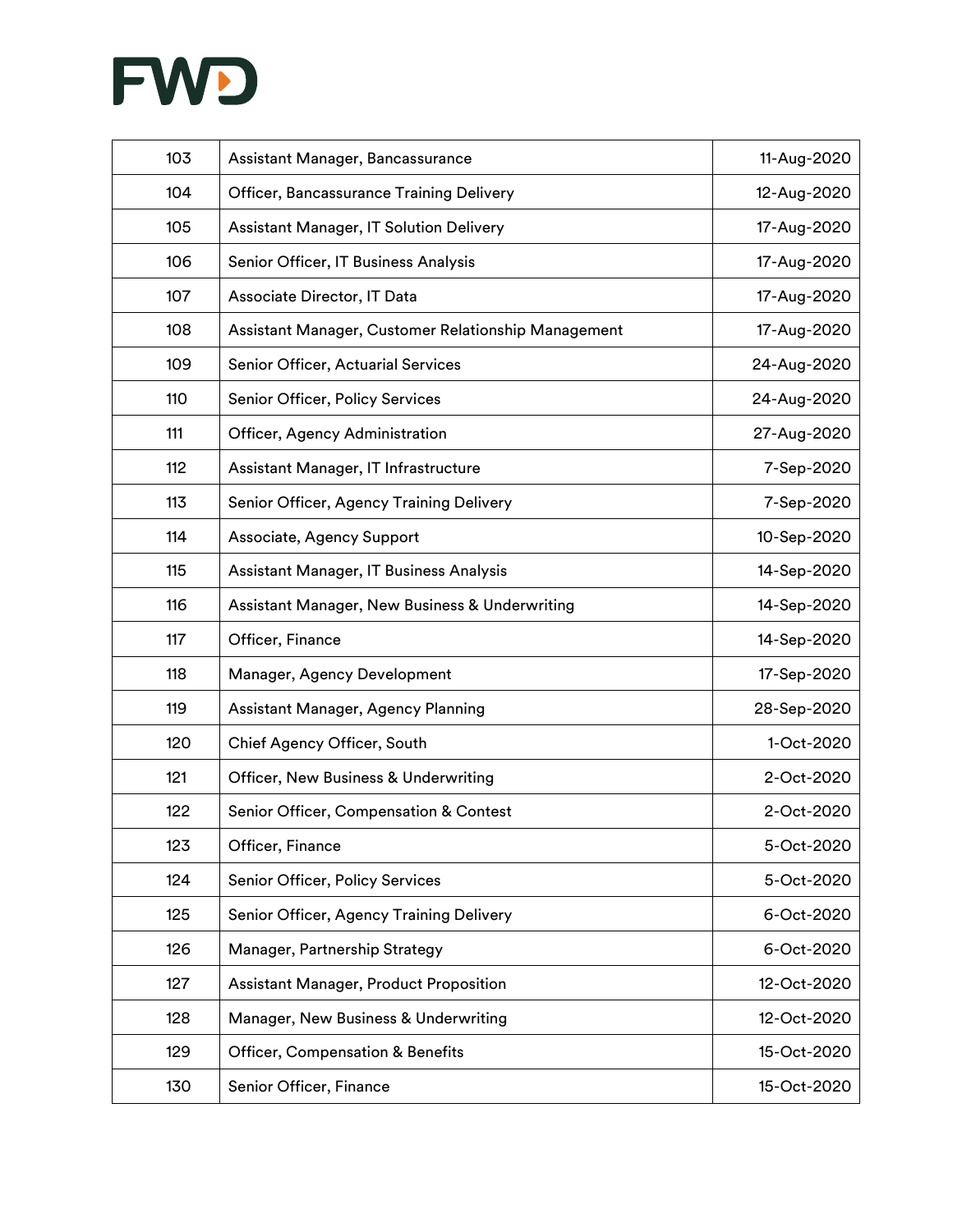FWD

| 103 | Assistant Manager, Bancassurance | 11-Aug-2020 |
|---|---|---|
| 104 | Officer, Bancassurance Training Delivery | 12-Aug-2020 |
| 105 | Assistant Manager, IT Solution Delivery | 17-Aug-2020 |
| 106 | Senior Officer, IT Business Analysis | 17-Aug-2020 |
| 107 | Associate Director, IT Data | 17-Aug-2020 |
| 108 | Assistant Manager, Customer Relationship Management | 17-Aug-2020 |
| 109 | Senior Officer, Actuarial Services | 24-Aug-2020 |
| 110 | Senior Officer, Policy Services | 24-Aug-2020 |
| 111 | Officer, Agency Administration | 27-Aug-2020 |
| 112 | Assistant Manager, IT Infrastructure | 7-Sep-2020 |
| 113 | Senior Officer, Agency Training Delivery | 7-Sep-2020 |
| 114 | Associate, Agency Support | 10-Sep-2020 |
| 115 | Assistant Manager, IT Business Analysis | 14-Sep-2020 |
| 116 | Assistant Manager, New Business & Underwriting | 14-Sep-2020 |
| 117 | Officer, Finance | 14-Sep-2020 |
| 118 | Manager, Agency Development | 17-Sep-2020 |
| 119 | Assistant Manager, Agency Planning | 28-Sep-2020 |
| 120 | Chief Agency Officer, South | 1-Oct-2020 |
| 121 | Officer, New Business & Underwriting | 2-Oct-2020 |
| 122 | Senior Officer, Compensation & Contest | 2-Oct-2020 |
| 123 | Officer, Finance | 5-Oct-2020 |
| 124 | Senior Officer, Policy Services | 5-Oct-2020 |
| 125 | Senior Officer, Agency Training Delivery | 6-Oct-2020 |
| 126 | Manager, Partnership Strategy | 6-Oct-2020 |
| 127 | Assistant Manager, Product Proposition | 12-Oct-2020 |
| 128 | Manager, New Business & Underwriting | 12-Oct-2020 |
| 129 | Officer, Compensation & Benefits | 15-Oct-2020 |
| 130 | Senior Officer, Finance | 15-Oct-2020 |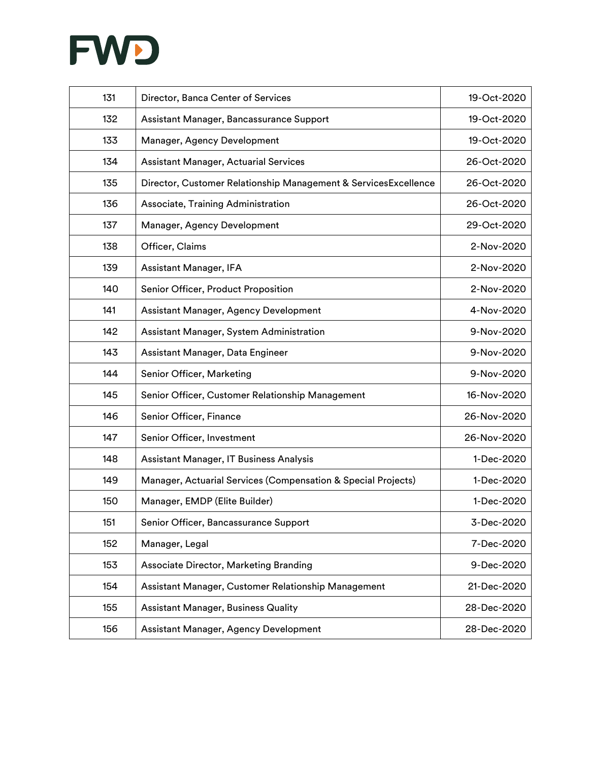| | | |
|---|---|---|
| 131 | Director, Banca Center of Services | 19-Oct-2020 |
| 132 | Assistant Manager, Bancassurance Support | 19-Oct-2020 |
| 133 | Manager, Agency Development | 19-Oct-2020 |
| 134 | Assistant Manager, Actuarial Services | 26-Oct-2020 |
| 135 | Director, Customer Relationship Management & ServicesExcellence | 26-Oct-2020 |
| 136 | Associate, Training Administration | 26-Oct-2020 |
| 137 | Manager, Agency Development | 29-Oct-2020 |
| 138 | Officer, Claims | 2-Nov-2020 |
| 139 | Assistant Manager, IFA | 2-Nov-2020 |
| 140 | Senior Officer, Product Proposition | 2-Nov-2020 |
| 141 | Assistant Manager, Agency Development | 4-Nov-2020 |
| 142 | Assistant Manager, System Administration | 9-Nov-2020 |
| 143 | Assistant Manager, Data Engineer | 9-Nov-2020 |
| 144 | Senior Officer, Marketing | 9-Nov-2020 |
| 145 | Senior Officer, Customer Relationship Management | 16-Nov-2020 |
| 146 | Senior Officer, Finance | 26-Nov-2020 |
| 147 | Senior Officer, Investment | 26-Nov-2020 |
| 148 | Assistant Manager, IT Business Analysis | 1-Dec-2020 |
| 149 | Manager, Actuarial Services (Compensation & Special Projects) | 1-Dec-2020 |
| 150 | Manager, EMDP (Elite Builder) | 1-Dec-2020 |
| 151 | Senior Officer, Bancassurance Support | 3-Dec-2020 |
| 152 | Manager, Legal | 7-Dec-2020 |
| 153 | Associate Director, Marketing Branding | 9-Dec-2020 |
| 154 | Assistant Manager, Customer Relationship Management | 21-Dec-2020 |
| 155 | Assistant Manager, Business Quality | 28-Dec-2020 |
| 156 | Assistant Manager, Agency Development | 28-Dec-2020 |